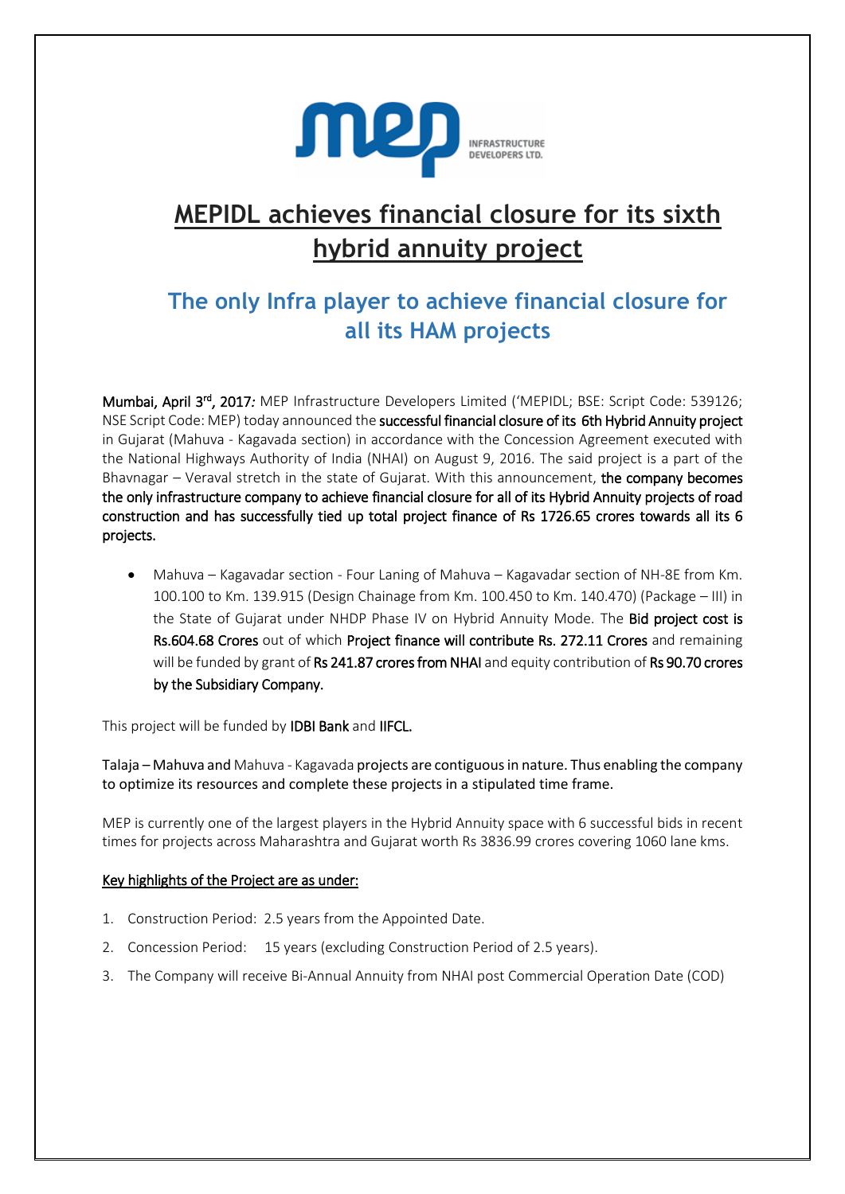# MEPIDL achieves financial closure for its sixth hybrid annuity project

## The only Infra player to achieve financial closure for all its HAM projects

**Mumbai, April 3rd, 2017***:* MEP Infrastructure Developers Limited ('MEPIDL; BSE: Script Code: 539126; NSE Script Code: MEP) today announced the **successful financial closure of its 6th Hybrid Annuity project** in Gujarat (Mahuva - Kagavada section) in accordance with the Concession Agreement executed with the National Highways Authority of India (NHAI) on August 9, 2016. The said project is a part of the Bhavnagar – Veraval stretch in the state of Gujarat. With this announcement, **the company becomes the only infrastructure company to achieve financial closure for all of its Hybrid Annuity projects of road construction and has successfully tied up total project finance of Rs 1726.65 crores towards all its 6 projects.**

- Mahuva – Kagavadar section - Four Laning of Mahuva – Kagavadar section of NH-8E from Km. 100.100 to Km. 139.915 (Design Chainage from Km. 100.450 to Km. 140.470) (Package – III) in the State of Gujarat under NHDP Phase IV on Hybrid Annuity Mode. The **Bid project cost is Rs.604.68 Crores** out of which **Project finance will contribute Rs. 272.11 Crores** and remaining will be funded by grant of **Rs 241.87 crores from NHAI** and equity contribution of **Rs 90.70 crores by the Subsidiary Company.**

This project will be funded by **IDBI Bank** and **IIFCL.**

**Talaja – Mahuva and** Mahuva - Kagavada **projects are contiguous in nature. Thus enabling the company to optimize its resources and complete these projects in a stipulated time frame.**

MEP is currently one of the largest players in the Hybrid Annuity space with 6 successful bids in recent times for projects across Maharashtra and Gujarat worth Rs 3836.99 crores covering 1060 lane kms.

**Key highlights of the Project are as under:**

1. Construction Period: 2.5 years from the Appointed Date.
2. Concession Period: 15 years (excluding Construction Period of 2.5 years).
3. The Company will receive Bi-Annual Annuity from NHAI post Commercial Operation Date (COD)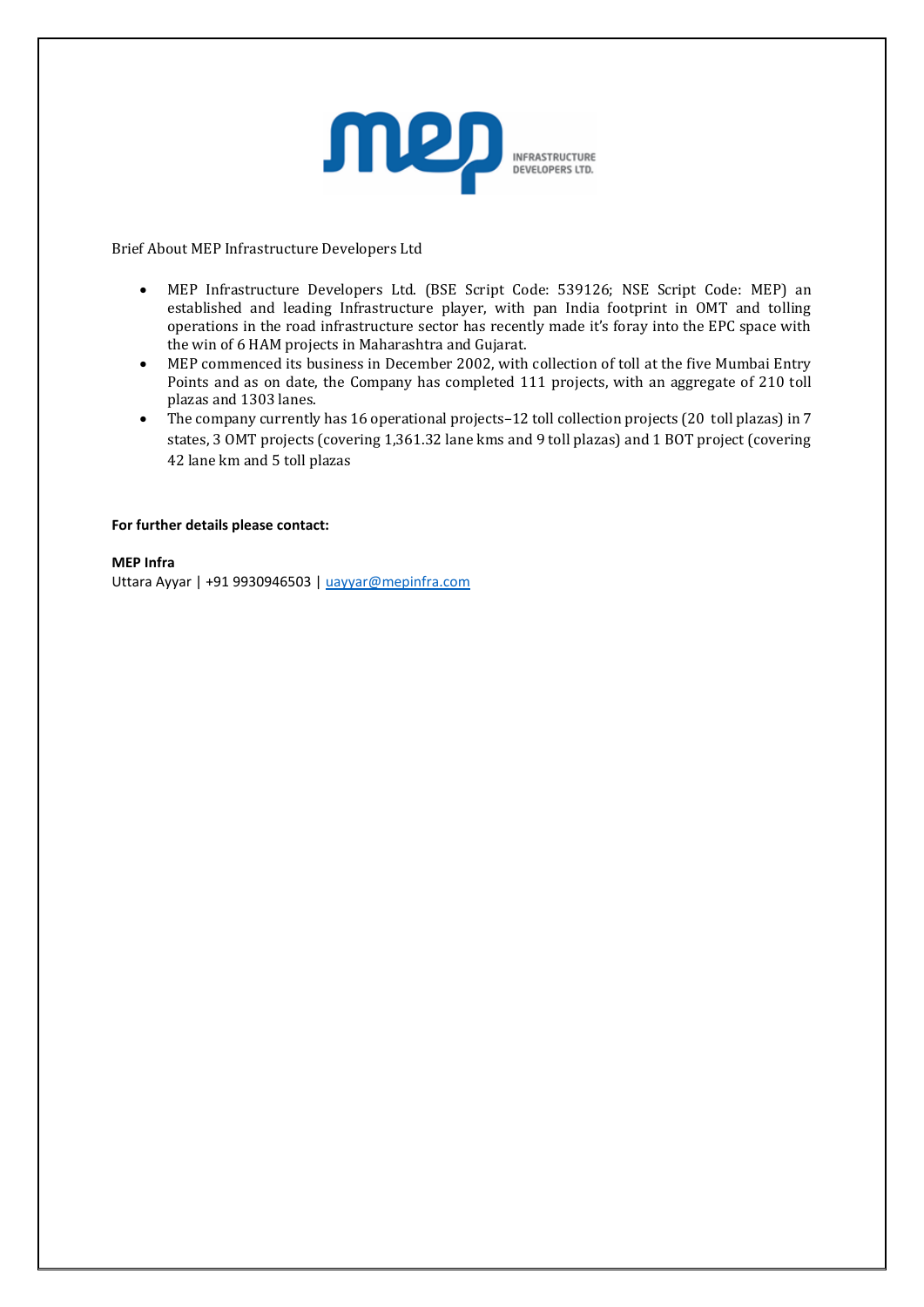Brief About MEP Infrastructure Developers Ltd

- MEP Infrastructure Developers Ltd. (BSE Script Code: 539126; NSE Script Code: MEP) an established and leading Infrastructure player, with pan India footprint in OMT and tolling operations in the road infrastructure sector has recently made it's foray into the EPC space with the win of 6 HAM projects in Maharashtra and Gujarat.
- MEP commenced its business in December 2002, with collection of toll at the five Mumbai Entry Points and as on date, the Company has completed 111 projects, with an aggregate of 210 toll plazas and 1303 lanes.
- The company currently has 16 operational projects–12 toll collection projects (20 toll plazas) in 7 states, 3 OMT projects (covering 1,361.32 lane kms and 9 toll plazas) and 1 BOT project (covering 42 lane km and 5 toll plazas

**For further details please contact:**

**MEP Infra**
Uttara Ayyar | +91 9930946503 | uayyar@mepinfra.com